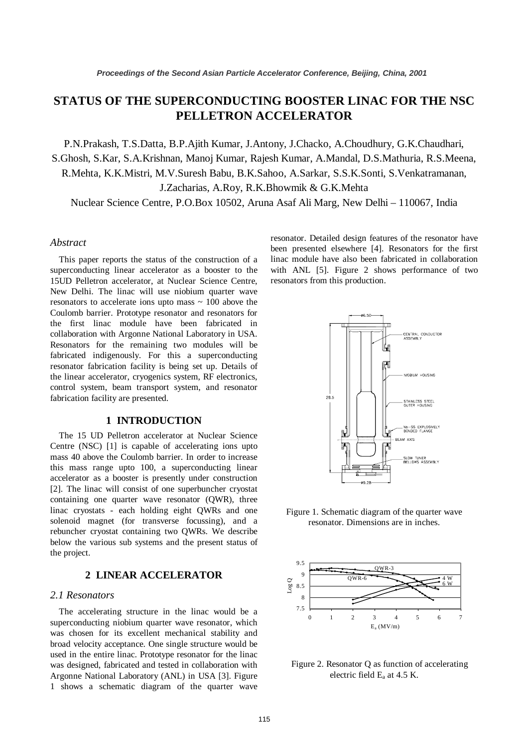# STATUS OF THE SUPERCONDUCTING BOOSTER LINAC FOR THE NSC PELLETRON ACCELERATOR

P.N.Prakash, T.S.Datta, B.P.Ajith Kumar, J.Antony, J.Chacko, A.Choudhury, G.K.Chaudhari, S.Ghosh, S.Kar, S.A.Krishnan, Manoj Kumar, Rajesh Kumar, A.Mandal, D.S.Mathuria, R.S.Meena, R.Mehta, K.K.Mistri, M.V.Suresh Babu, B.K.Sahoo, A.Sarkar, S.S.K.Sonti, S.Venkatramanan, J.Zacharias, A.Roy, R.K.Bhowmik & G.K.Mehta

Nuclear Science Centre, P.O.Box 10502, Aruna Asaf Ali Marg, New Delhi – 110067, India

### *Abstract*

This paper reports the status of the construction of a superconducting linear accelerator as a booster to the 15UD Pelletron accelerator, at Nuclear Science Centre, New Delhi. The linac will use niobium quarter wave resonators to accelerate ions upto mass ~ 100 above the Coulomb barrier. Prototype resonator and resonators for the first linac module have been fabricated in collaboration with Argonne National Laboratory in USA. Resonators for the remaining two modules will be fabricated indigenously. For this a superconducting resonator fabrication facility is being set up. Details of the linear accelerator, cryogenics system, RF electronics, control system, beam transport system, and resonator fabrication facility are presented.

## 1 INTRODUCTION

The 15 UD Pelletron accelerator at Nuclear Science Centre (NSC) [1] is capable of accelerating ions upto mass 40 above the Coulomb barrier. In order to increase this mass range upto 100, a superconducting linear accelerator as a booster is presently under construction [2]. The linac will consist of one superbuncher cryostat containing one quarter wave resonator (QWR), three linac cryostats - each holding eight QWRs and one solenoid magnet (for transverse focussing), and a rebuncher cryostat containing two QWRs. We describe below the various sub systems and the present status of the project.

## 2 LINEAR ACCELERATOR

### *2.1 Resonators*

The accelerating structure in the linac would be a superconducting niobium quarter wave resonator, which was chosen for its excellent mechanical stability and broad velocity acceptance. One single structure would be used in the entire linac. Prototype resonator for the linac was designed, fabricated and tested in collaboration with Argonne National Laboratory (ANL) in USA [3]. Figure 1 shows a schematic diagram of the quarter wave resonator. Detailed design features of the resonator have been presented elsewhere [4]. Resonators for the first linac module have also been fabricated in collaboration with ANL [5]. Figure 2 shows performance of two resonators from this production.

Figure 1. Schematic diagram of the quarter wave resonator. Dimensions are in inches.

Figure 2. Resonator Q as function of accelerating electric field $E_a$ at 4.5 K.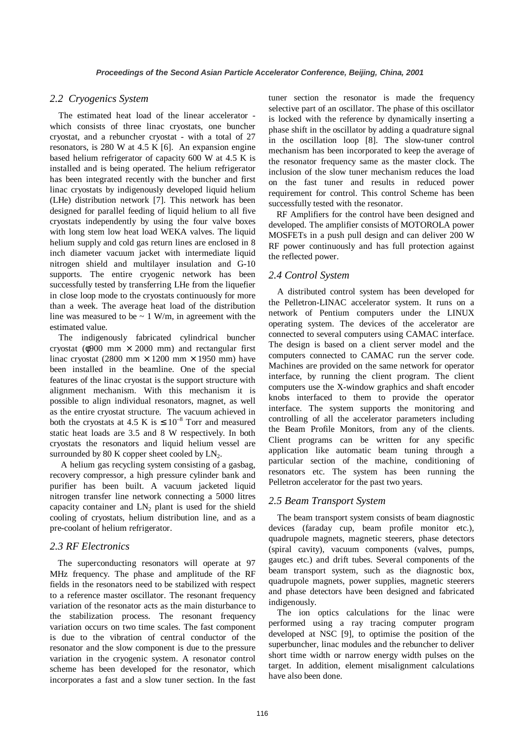### *2.2 Cryogenics System*

The estimated heat load of the linear accelerator - which consists of three linac cryostats, one buncher cryostat, and a rebuncher cryostat - with a total of 27 resonators, is 280 W at 4.5 K [6]. An expansion engine based helium refrigerator of capacity 600 W at 4.5 K is installed and is being operated. The helium refrigerator has been integrated recently with the buncher and first linac cryostats by indigenously developed liquid helium (LHe) distribution network [7]. This network has been designed for parallel feeding of liquid helium to all five cryostats independently by using the four valve boxes with long stem low heat load WEKA valves. The liquid helium supply and cold gas return lines are enclosed in 8 inch diameter vacuum jacket with intermediate liquid nitrogen shield and multilayer insulation and G-10 supports. The entire cryogenic network has been successfully tested by transferring LHe from the liquefier in close loop mode to the cryostats continuously for more than a week. The average heat load of the distribution line was measured to be ~ 1 W/m, in agreement with the estimated value.

The indigenously fabricated cylindrical buncher cryostat ($\phi$900 mm $\times$ 2000 mm) and rectangular first linac cryostat (2800 mm $\times$ 1200 mm $\times$ 1950 mm) have been installed in the beamline. One of the special features of the linac cryostat is the support structure with alignment mechanism. With this mechanism it is possible to align individual resonators, magnet, as well as the entire cryostat structure. The vacuum achieved in both the cryostats at 4.5 K is $\leq 10^{-8}$ Torr and measured static heat loads are 3.5 and 8 W respectively. In both cryostats the resonators and liquid helium vessel are surrounded by 80 K copper sheet cooled by $LN_2$.

A helium gas recycling system consisting of a gasbag, recovery compressor, a high pressure cylinder bank and purifier has been built. A vacuum jacketed liquid nitrogen transfer line network connecting a 5000 litres capacity container and $LN_2$ plant is used for the shield cooling of cryostats, helium distribution line, and as a pre-coolant of helium refrigerator.

### *2.3 RF Electronics*

The superconducting resonators will operate at 97 MHz frequency. The phase and amplitude of the RF fields in the resonators need to be stabilized with respect to a reference master oscillator. The resonant frequency variation of the resonator acts as the main disturbance to the stabilization process. The resonant frequency variation occurs on two time scales. The fast component is due to the vibration of central conductor of the resonator and the slow component is due to the pressure variation in the cryogenic system. A resonator control scheme has been developed for the resonator, which incorporates a fast and a slow tuner section. In the fast tuner section the resonator is made the frequency selective part of an oscillator. The phase of this oscillator is locked with the reference by dynamically inserting a phase shift in the oscillator by adding a quadrature signal in the oscillation loop [8]. The slow-tuner control mechanism has been incorporated to keep the average of the resonator frequency same as the master clock. The inclusion of the slow tuner mechanism reduces the load on the fast tuner and results in reduced power requirement for control. This control Scheme has been successfully tested with the resonator.

RF Amplifiers for the control have been designed and developed. The amplifier consists of MOTOROLA power MOSFETs in a push pull design and can deliver 200 W RF power continuously and has full protection against the reflected power.

### *2.4 Control System*

A distributed control system has been developed for the Pelletron-LINAC accelerator system. It runs on a network of Pentium computers under the LINUX operating system. The devices of the accelerator are connected to several computers using CAMAC interface. The design is based on a client server model and the computers connected to CAMAC run the server code. Machines are provided on the same network for operator interface, by running the client program. The client computers use the X-window graphics and shaft encoder knobs interfaced to them to provide the operator interface. The system supports the monitoring and controlling of all the accelerator parameters including the Beam Profile Monitors, from any of the clients. Client programs can be written for any specific application like automatic beam tuning through a particular section of the machine, conditioning of resonators etc. The system has been running the Pelletron accelerator for the past two years.

### *2.5 Beam Transport System*

The beam transport system consists of beam diagnostic devices (faraday cup, beam profile monitor etc.), quadrupole magnets, magnetic steerers, phase detectors (spiral cavity), vacuum components (valves, pumps, gauges etc.) and drift tubes. Several components of the beam transport system, such as the diagnostic box, quadrupole magnets, power supplies, magnetic steerers and phase detectors have been designed and fabricated indigenously.

The ion optics calculations for the linac were performed using a ray tracing computer program developed at NSC [9], to optimise the position of the superbuncher, linac modules and the rebuncher to deliver short time width or narrow energy width pulses on the target. In addition, element misalignment calculations have also been done.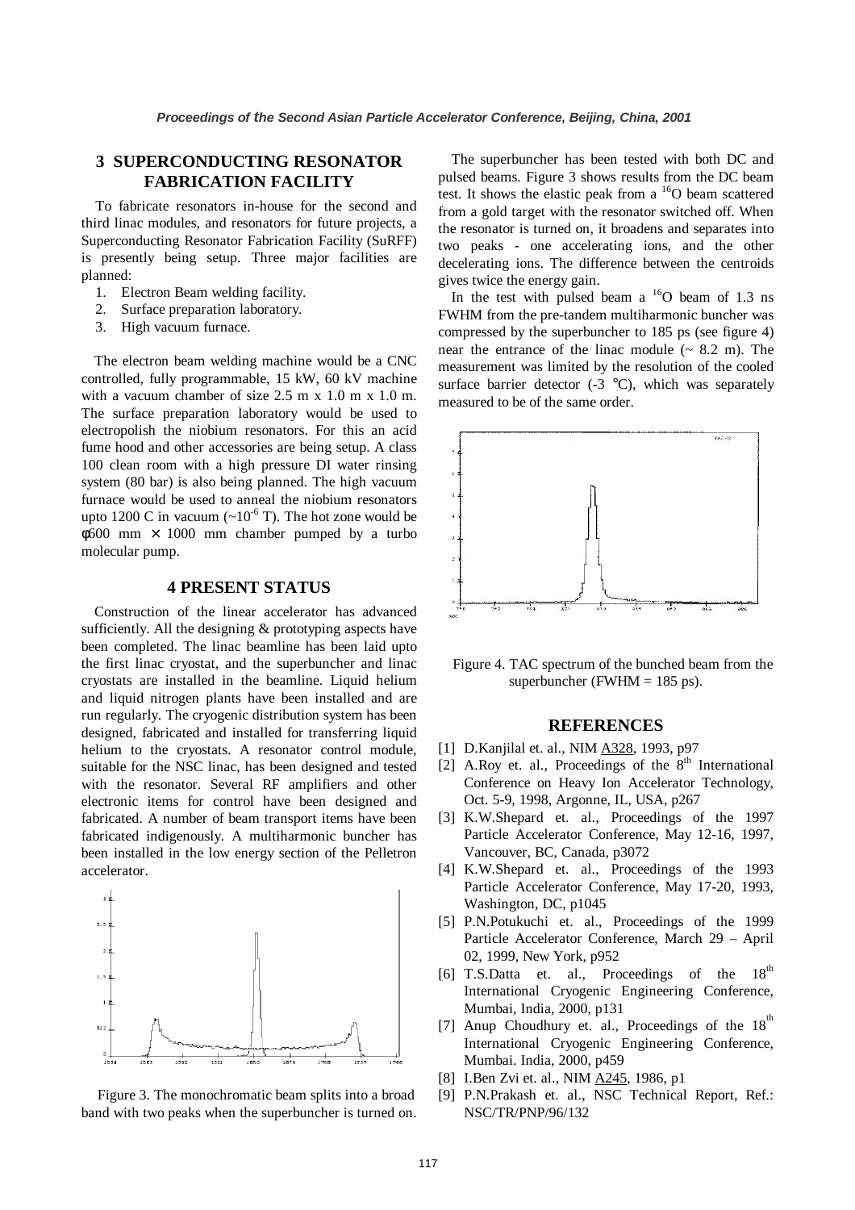## 3 SUPERCONDUCTING RESONATOR FABRICATION FACILITY

To fabricate resonators in-house for the second and third linac modules, and resonators for future projects, a Superconducting Resonator Fabrication Facility (SuRFF) is presently being setup. Three major facilities are planned:

1. Electron Beam welding facility.
2. Surface preparation laboratory.
3. High vacuum furnace.

The electron beam welding machine would be a CNC controlled, fully programmable, 15 kW, 60 kV machine with a vacuum chamber of size 2.5 m x 1.0 m x 1.0 m. The surface preparation laboratory would be used to electropolish the niobium resonators. For this an acid fume hood and other accessories are being setup. A class 100 clean room with a high pressure DI water rinsing system (80 bar) is also being planned. The high vacuum furnace would be used to anneal the niobium resonators upto 1200 C in vacuum ($\sim 10^{-6}$ T). The hot zone would be $\phi$600 mm $\times$ 1000 mm chamber pumped by a turbo molecular pump.

## 4 PRESENT STATUS

Construction of the linear accelerator has advanced sufficiently. All the designing & prototyping aspects have been completed. The linac beamline has been laid upto the first linac cryostat, and the superbuncher and linac cryostats are installed in the beamline. Liquid helium and liquid nitrogen plants have been installed and are run regularly. The cryogenic distribution system has been designed, fabricated and installed for transferring liquid helium to the cryostats. A resonator control module, suitable for the NSC linac, has been designed and tested with the resonator. Several RF amplifiers and other electronic items for control have been designed and fabricated. A number of beam transport items have been fabricated indigenously. A multiharmonic buncher has been installed in the low energy section of the Pelletron accelerator.

3 K
2.5 K
2 K
1.5 K
1 K
512
0
1534
1563
1592
1621
1650
1679
1708
1737
1766

Figure 3. The monochromatic beam splits into a broad band with two peaks when the superbuncher is turned on.

The superbuncher has been tested with both DC and pulsed beams. Figure 3 shows results from the DC beam test. It shows the elastic peak from a $^{16}$O beam scattered from a gold target with the resonator switched off. When the resonator is turned on, it broadens and separates into two peaks - one accelerating ions, and the other decelerating ions. The difference between the centroids gives twice the energy gain.

In the test with pulsed beam a $^{16}$O beam of 1.3 ns FWHM from the pre-tandem multiharmonic buncher was compressed by the superbuncher to 185 ps (see figure 4) near the entrance of the linac module ($\sim$ 8.2 m). The measurement was limited by the resolution of the cooled surface barrier detector (-3 °C), which was separately measured to be of the same order.

Figure 4. TAC spectrum of the bunched beam from the superbuncher (FWHM = 185 ps).

## REFERENCES

[1] D.Kanjilal et. al., NIM A328, 1993, p97

[2] A.Roy et. al., Proceedings of the 8th International Conference on Heavy Ion Accelerator Technology, Oct. 5-9, 1998, Argonne, IL, USA, p267

[3] K.W.Shepard et. al., Proceedings of the 1997 Particle Accelerator Conference, May 12-16, 1997, Vancouver, BC, Canada, p3072

[4] K.W.Shepard et. al., Proceedings of the 1993 Particle Accelerator Conference, May 17-20, 1993, Washington, DC, p1045

[5] P.N.Potukuchi et. al., Proceedings of the 1999 Particle Accelerator Conference, March 29 – April 02, 1999, New York, p952

[6] T.S.Datta et. al., Proceedings of the 18th International Cryogenic Engineering Conference, Mumbai, India, 2000, p131

[7] Anup Choudhury et. al., Proceedings of the 18th International Cryogenic Engineering Conference, Mumbai. India, 2000, p459

[8] I.Ben Zvi et. al., NIM A245, 1986, p1

[9] P.N.Prakash et. al., NSC Technical Report, Ref.: NSC/TR/PNP/96/132